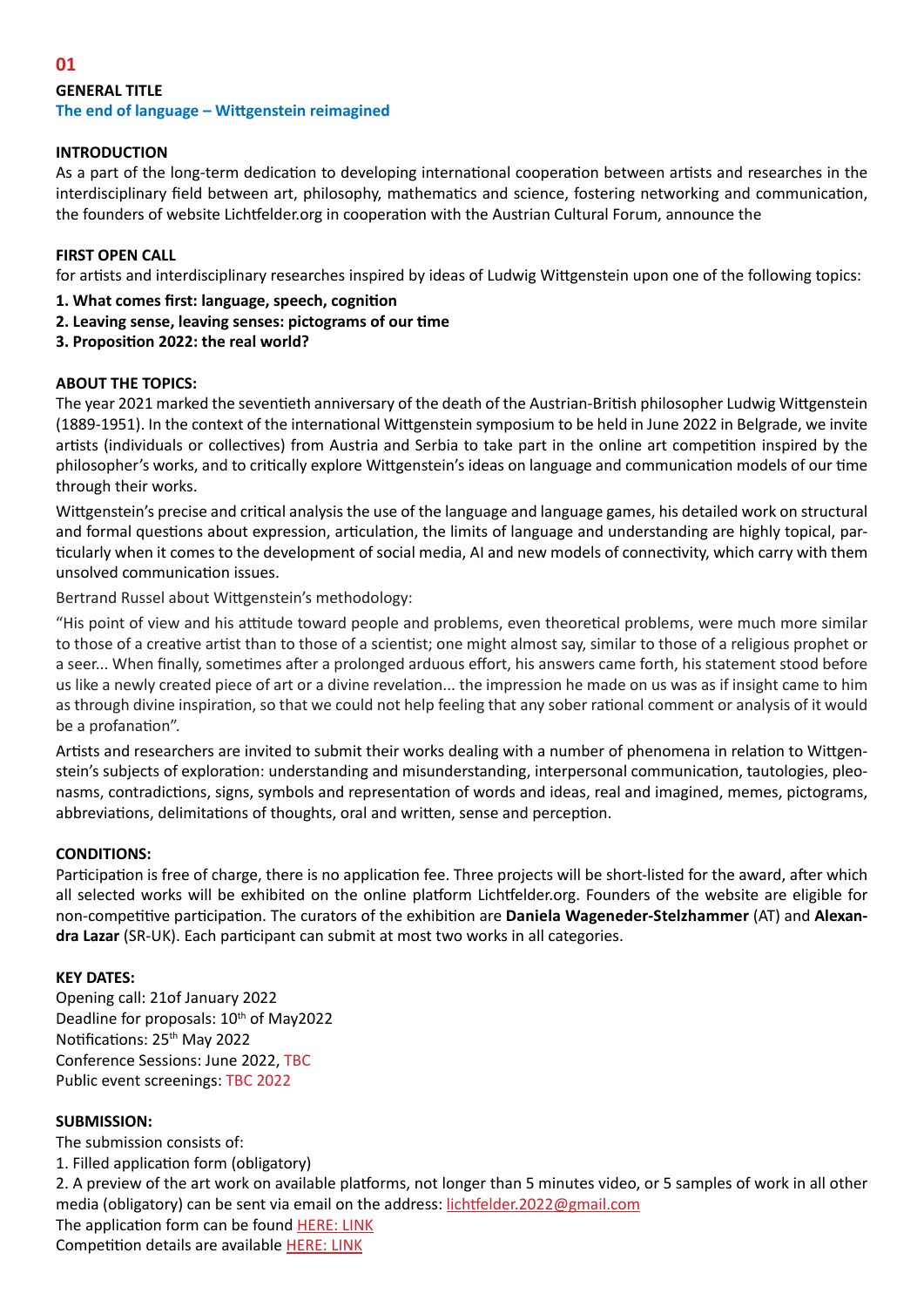**01**

## GENERAL TITLE

**The end of language – Wittgenstein reimagined**

### INTRODUCTION

As a part of the long-term dedication to developing international cooperation between artists and researches in the interdisciplinary field between art, philosophy, mathematics and science, fostering networking and communication, the founders of website Lichtfelder.org in cooperation with the Austrian Cultural Forum, announce the

### FIRST OPEN CALL

for artists and interdisciplinary researches inspired by ideas of Ludwig Wittgenstein upon one of the following topics:

1. **What comes first: language, speech, cognition**
2. **Leaving sense, leaving senses: pictograms of our time**
3. **Proposition 2022: the real world?**

### ABOUT THE TOPICS:

The year 2021 marked the seventieth anniversary of the death of the Austrian-British philosopher Ludwig Wittgenstein (1889-1951). In the context of the international Wittgenstein symposium to be held in June 2022 in Belgrade, we invite artists (individuals or collectives) from Austria and Serbia to take part in the online art competition inspired by the philosopher's works, and to critically explore Wittgenstein's ideas on language and communication models of our time through their works.

Wittgenstein's precise and critical analysis the use of the language and language games, his detailed work on structural and formal questions about expression, articulation, the limits of language and understanding are highly topical, particularly when it comes to the development of social media, AI and new models of connectivity, which carry with them unsolved communication issues.

Bertrand Russel about Wittgenstein's methodology:

"His point of view and his attitude toward people and problems, even theoretical problems, were much more similar to those of a creative artist than to those of a scientist; one might almost say, similar to those of a religious prophet or a seer... When finally, sometimes after a prolonged arduous effort, his answers came forth, his statement stood before us like a newly created piece of art or a divine revelation... the impression he made on us was as if insight came to him as through divine inspiration, so that we could not help feeling that any sober rational comment or analysis of it would be a profanation".

Artists and researchers are invited to submit their works dealing with a number of phenomena in relation to Wittgenstein's subjects of exploration: understanding and misunderstanding, interpersonal communication, tautologies, pleonasms, contradictions, signs, symbols and representation of words and ideas, real and imagined, memes, pictograms, abbreviations, delimitations of thoughts, oral and written, sense and perception.

### CONDITIONS:

Participation is free of charge, there is no application fee. Three projects will be short-listed for the award, after which all selected works will be exhibited on the online platform Lichtfelder.org. Founders of the website are eligible for non-competitive participation. The curators of the exhibition are **Daniela Wageneder-Stelzhammer** (AT) and **Alexandra Lazar** (SR-UK). Each participant can submit at most two works in all categories.

### KEY DATES:

Opening call: 21of January 2022
Deadline for proposals: 10th of May2022
Notifications: 25th May 2022
Conference Sessions: June 2022, TBC
Public event screenings: TBC 2022

### SUBMISSION:

The submission consists of:

1. Filled application form (obligatory)
2. A preview of the art work on available platforms, not longer than 5 minutes video, or 5 samples of work in all other media (obligatory) can be sent via email on the address: lichtfelder.2022@gmail.com

The application form can be found HERE: LINK
Competition details are available HERE: LINK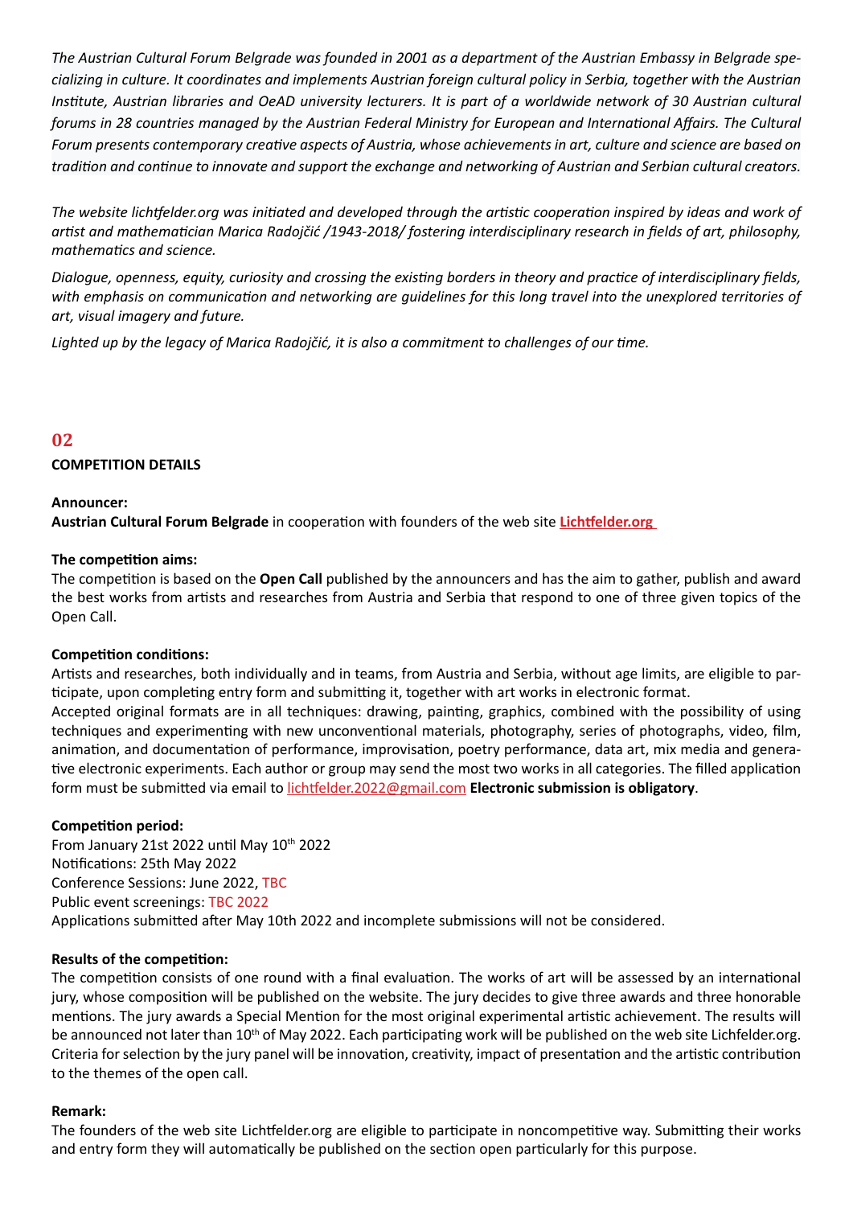*The Austrian Cultural Forum Belgrade was founded in 2001 as a department of the Austrian Embassy in Belgrade specializing in culture. It coordinates and implements Austrian foreign cultural policy in Serbia, together with the Austrian Institute, Austrian libraries and OeAD university lecturers. It is part of a worldwide network of 30 Austrian cultural forums in 28 countries managed by the Austrian Federal Ministry for European and International Affairs. The Cultural Forum presents contemporary creative aspects of Austria, whose achievements in art, culture and science are based on tradition and continue to innovate and support the exchange and networking of Austrian and Serbian cultural creators.*

*The website lichtfelder.org was initiated and developed through the artistic cooperation inspired by ideas and work of artist and mathematician Marica Radojčić /1943-2018/ fostering interdisciplinary research in fields of art, philosophy, mathematics and science.*

*Dialogue, openness, equity, curiosity and crossing the existing borders in theory and practice of interdisciplinary fields, with emphasis on communication and networking are guidelines for this long travel into the unexplored territories of art, visual imagery and future.*

*Lighted up by the legacy of Marica Radojčić, it is also a commitment to challenges of our time.*

## 02

### COMPETITION DETAILS

**Announcer:**
**Austrian Cultural Forum Belgrade** in cooperation with founders of the web site **Lichtfelder.org**

**The competition aims:**
The competition is based on the **Open Call** published by the announcers and has the aim to gather, publish and award the best works from artists and researches from Austria and Serbia that respond to one of three given topics of the Open Call.

**Competition conditions:**
Artists and researches, both individually and in teams, from Austria and Serbia, without age limits, are eligible to participate, upon completing entry form and submitting it, together with art works in electronic format.
Accepted original formats are in all techniques: drawing, painting, graphics, combined with the possibility of using techniques and experimenting with new unconventional materials, photography, series of photographs, video, film, animation, and documentation of performance, improvisation, poetry performance, data art, mix media and generative electronic experiments. Each author or group may send the most two works in all categories. The filled application form must be submitted via email to lichtfelder.2022@gmail.com **Electronic submission is obligatory**.

**Competition period:**
From January 21st 2022 until May 10th 2022
Notifications: 25th May 2022
Conference Sessions: June 2022, TBC
Public event screenings: TBC 2022
Applications submitted after May 10th 2022 and incomplete submissions will not be considered.

**Results of the competition:**
The competition consists of one round with a final evaluation. The works of art will be assessed by an international jury, whose composition will be published on the website. The jury decides to give three awards and three honorable mentions. The jury awards a Special Mention for the most original experimental artistic achievement. The results will be announced not later than 10th of May 2022. Each participating work will be published on the web site Lichfelder.org. Criteria for selection by the jury panel will be innovation, creativity, impact of presentation and the artistic contribution to the themes of the open call.

**Remark:**
The founders of the web site Lichtfelder.org are eligible to participate in noncompetitive way. Submitting their works and entry form they will automatically be published on the section open particularly for this purpose.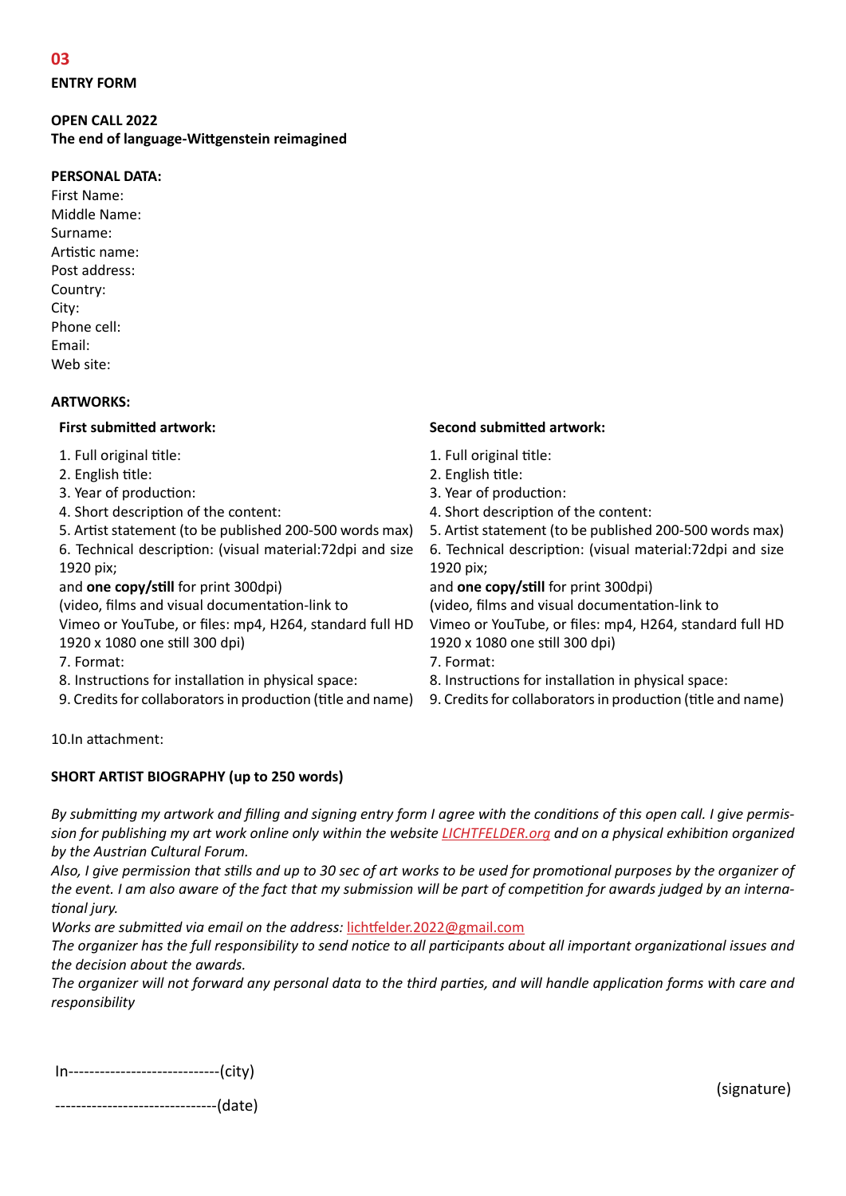**03**

**ENTRY FORM**

**OPEN CALL 2022**
**The end of language-Wittgenstein reimagined**

**PERSONAL DATA:**

First Name:
Middle Name:
Surname:
Artistic name:
Post address:
Country:
City:
Phone cell:
Email:
Web site:

**ARTWORKS:**

**First submitted artwork:**

1. Full original title:
2. English title:
3. Year of production:
4. Short description of the content:
5. Artist statement (to be published 200-500 words max)
6. Technical description: (visual material:72dpi and size 1920 pix;
and **one copy/still** for print 300dpi)
(video, films and visual documentation-link to Vimeo or YouTube, or files: mp4, H264, standard full HD 1920 x 1080 one still 300 dpi)
7. Format:
8. Instructions for installation in physical space:
9. Credits for collaborators in production (title and name)

**Second submitted artwork:**

1. Full original title:
2. English title:
3. Year of production:
4. Short description of the content:
5. Artist statement (to be published 200-500 words max)
6. Technical description: (visual material:72dpi and size 1920 pix;
and **one copy/still** for print 300dpi)
(video, films and visual documentation-link to Vimeo or YouTube, or files: mp4, H264, standard full HD 1920 x 1080 one still 300 dpi)
7. Format:
8. Instructions for installation in physical space:
9. Credits for collaborators in production (title and name)

10.In attachment:

**SHORT ARTIST BIOGRAPHY (up to 250 words)**

*By submitting my artwork and filling and signing entry form I agree with the conditions of this open call. I give permission for publishing my art work online only within the website LICHTFELDER.org and on a physical exhibition organized by the Austrian Cultural Forum.*
*Also, I give permission that stills and up to 30 sec of art works to be used for promotional purposes by the organizer of the event. I am also aware of the fact that my submission will be part of competition for awards judged by an international jury.*
*Works are submitted via email on the address: lichtfelder.2022@gmail.com*
*The organizer has the full responsibility to send notice to all participants about all important organizational issues and the decision about the awards.*
*The organizer will not forward any personal data to the third parties, and will handle application forms with care and responsibility*

In-----------------------------(city)

-------------------------------(date)

(signature)